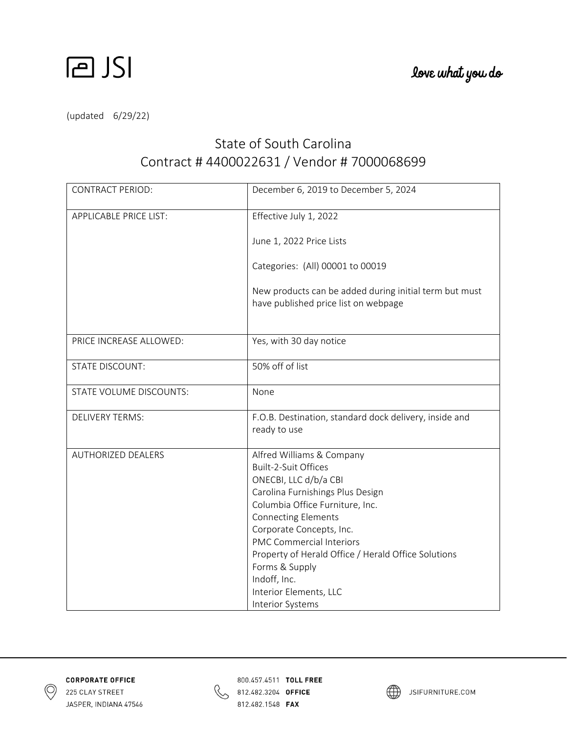JSI

love what you do

(updated 6/29/22)

# State of South Carolina
## Contract # 4400022631 / Vendor # 7000068699

| | |
|---|---|
| CONTRACT PERIOD: | December 6, 2019 to December 5, 2024 |
| APPLICABLE PRICE LIST: | Effective July 1, 2022<br><br>June 1, 2022 Price Lists<br><br>Categories: (All) 00001 to 00019<br><br>New products can be added during initial term but must have published price list on webpage |
| PRICE INCREASE ALLOWED: | Yes, with 30 day notice |
| STATE DISCOUNT: | 50% off of list |
| STATE VOLUME DISCOUNTS: | None |
| DELIVERY TERMS: | F.O.B. Destination, standard dock delivery, inside and ready to use |
| AUTHORIZED DEALERS | Alfred Williams & Company<br>Built-2-Suit Offices<br>ONECBI, LLC d/b/a CBI<br>Carolina Furnishings Plus Design<br>Columbia Office Furniture, Inc.<br>Connecting Elements<br>Corporate Concepts, Inc.<br>PMC Commercial Interiors<br>Property of Herald Office / Herald Office Solutions<br>Forms & Supply<br>Indoff, Inc.<br>Interior Elements, LLC<br>Interior Systems |

CORPORATE OFFICE
225 CLAY STREET
JASPER, INDIANA 47546

800.457.4511 TOLL FREE
812.482.3204 OFFICE
812.482.1548 FAX

JSIFURNITURE.COM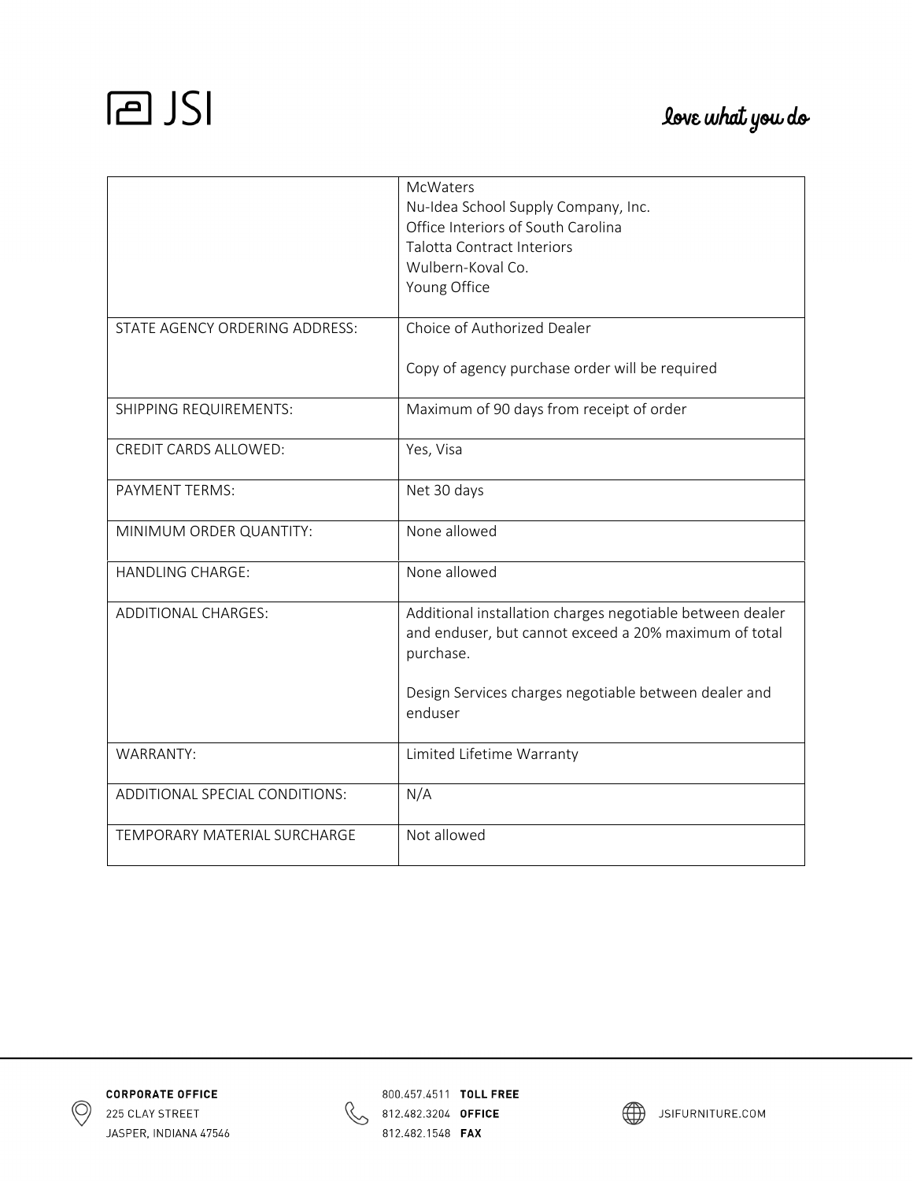| | |
|---|---|
| | McWaters<br>Nu-Idea School Supply Company, Inc.<br>Office Interiors of South Carolina<br>Talotta Contract Interiors<br>Wulbern-Koval Co.<br>Young Office |
| STATE AGENCY ORDERING ADDRESS: | Choice of Authorized Dealer<br><br>Copy of agency purchase order will be required |
| SHIPPING REQUIREMENTS: | Maximum of 90 days from receipt of order |
| CREDIT CARDS ALLOWED: | Yes, Visa |
| PAYMENT TERMS: | Net 30 days |
| MINIMUM ORDER QUANTITY: | None allowed |
| HANDLING CHARGE: | None allowed |
| ADDITIONAL CHARGES: | Additional installation charges negotiable between dealer and enduser, but cannot exceed a 20% maximum of total purchase.<br><br>Design Services charges negotiable between dealer and enduser |
| WARRANTY: | Limited Lifetime Warranty |
| ADDITIONAL SPECIAL CONDITIONS: | N/A |
| TEMPORARY MATERIAL SURCHARGE | Not allowed |